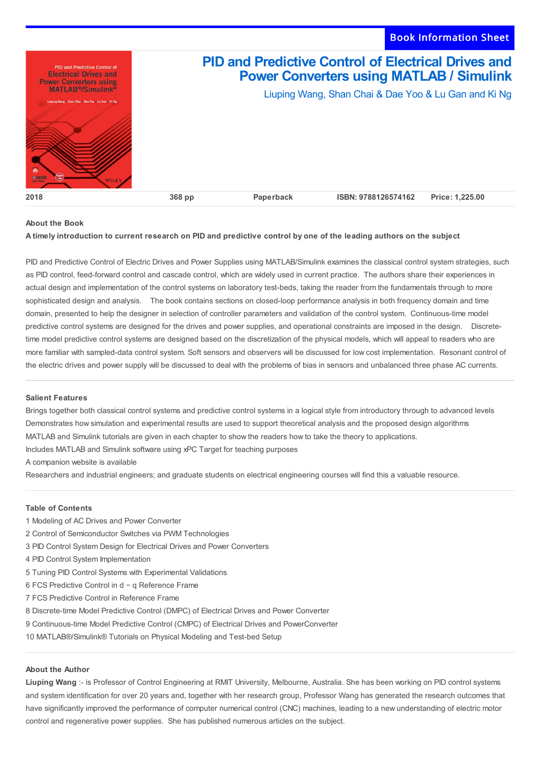Book Information Sheet

# PID and Predictive Control of Electrical Drives and Power Converters using MATLAB / Simulink

Liuping Wang, Shan Chai & Dae Yoo & Lu Gan and Ki Ng

| 2018 | 368 pp | Paperback | ISBN: 9788126574162 | Price: 1,225.00 |
|---|---|---|---|---|

## About the Book

**A timely introduction to current research on PID and predictive control by one of the leading authors on the subject**

PID and Predictive Control of Electric Drives and Power Supplies using MATLAB/Simulink examines the classical control system strategies, such as PID control, feed-forward control and cascade control, which are widely used in current practice. The authors share their experiences in actual design and implementation of the control systems on laboratory test-beds, taking the reader from the fundamentals through to more sophisticated design and analysis. The book contains sections on closed-loop performance analysis in both frequency domain and time domain, presented to help the designer in selection of controller parameters and validation of the control system. Continuous-time model predictive control systems are designed for the drives and power supplies, and operational constraints are imposed in the design. Discrete-time model predictive control systems are designed based on the discretization of the physical models, which will appeal to readers who are more familiar with sampled-data control system. Soft sensors and observers will be discussed for low cost implementation. Resonant control of the electric drives and power supply will be discussed to deal with the problems of bias in sensors and unbalanced three phase AC currents.

## Salient Features

Brings together both classical control systems and predictive control systems in a logical style from introductory through to advanced levels

Demonstrates how simulation and experimental results are used to support theoretical analysis and the proposed design algorithms

MATLAB and Simulink tutorials are given in each chapter to show the readers how to take the theory to applications.

Includes MATLAB and Simulink software using xPC Target for teaching purposes

A companion website is available

Researchers and industrial engineers; and graduate students on electrical engineering courses will find this a valuable resource.

## Table of Contents

1 Modeling of AC Drives and Power Converter
2 Control of Semiconductor Switches via PWM Technologies
3 PID Control System Design for Electrical Drives and Power Converters
4 PID Control System Implementation
5 Tuning PID Control Systems with Experimental Validations
6 FCS Predictive Control in d − q Reference Frame
7 FCS Predictive Control in Reference Frame
8 Discrete-time Model Predictive Control (DMPC) of Electrical Drives and Power Converter
9 Continuous-time Model Predictive Control (CMPC) of Electrical Drives and PowerConverter
10 MATLAB®/Simulink® Tutorials on Physical Modeling and Test-bed Setup

## About the Author

**Liuping Wang** :- is Professor of Control Engineering at RMIT University, Melbourne, Australia. She has been working on PID control systems and system identification for over 20 years and, together with her research group, Professor Wang has generated the research outcomes that have significantly improved the performance of computer numerical control (CNC) machines, leading to a new understanding of electric motor control and regenerative power supplies. She has published numerous articles on the subject.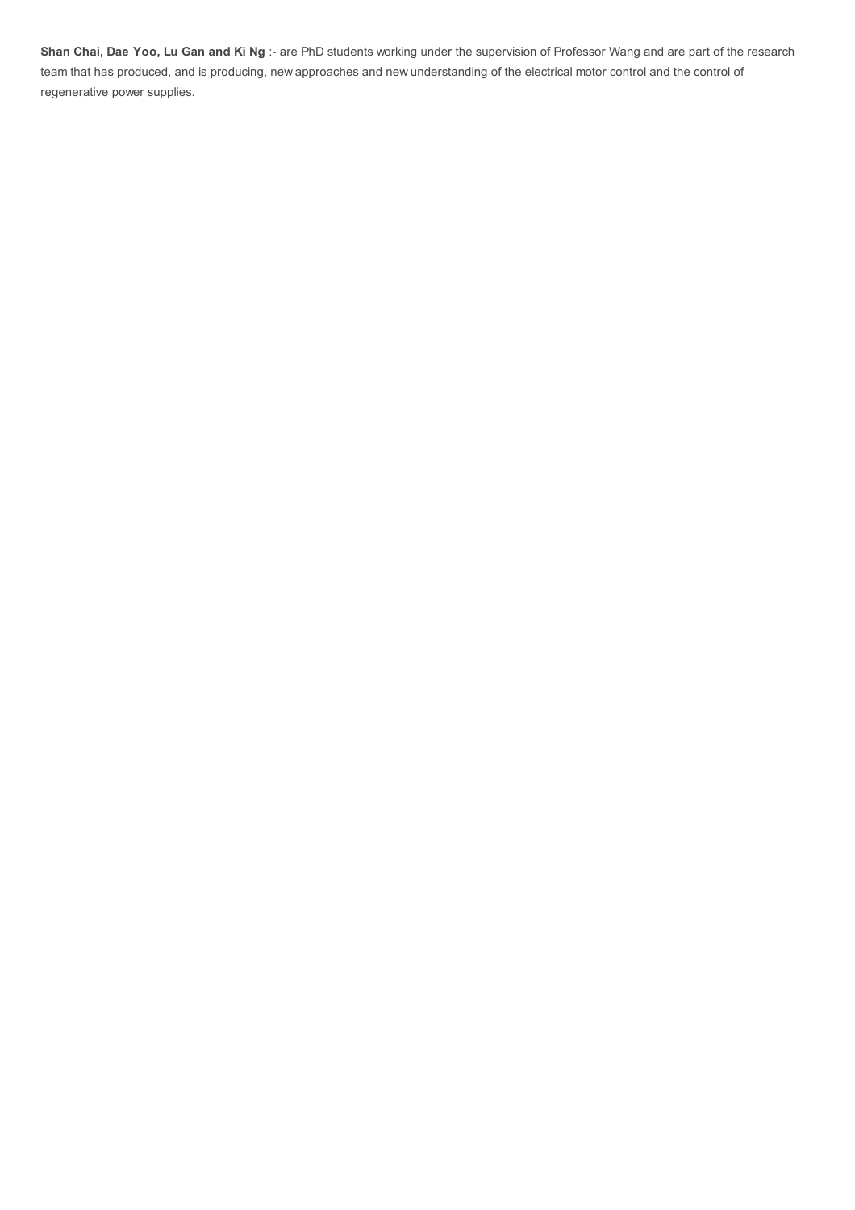**Shan Chai, Dae Yoo, Lu Gan and Ki Ng** :- are PhD students working under the supervision of Professor Wang and are part of the research team that has produced, and is producing, new approaches and new understanding of the electrical motor control and the control of regenerative power supplies.